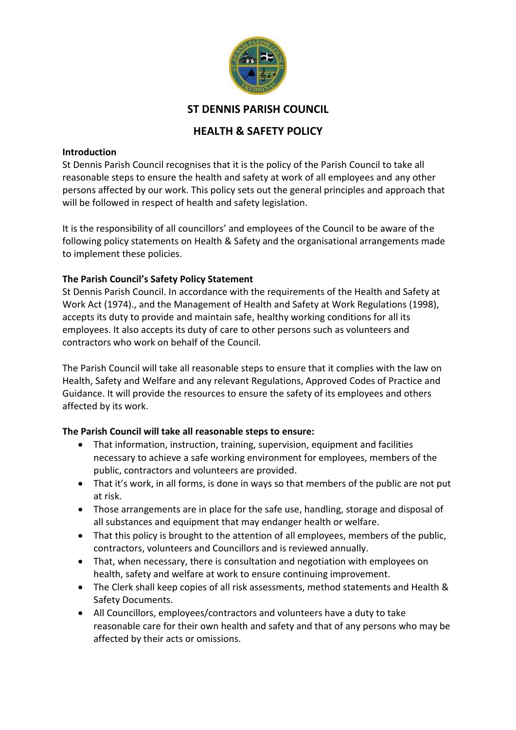# ST DENNIS PARISH COUNCIL

## HEALTH & SAFETY POLICY

**Introduction**
St Dennis Parish Council recognises that it is the policy of the Parish Council to take all reasonable steps to ensure the health and safety at work of all employees and any other persons affected by our work. This policy sets out the general principles and approach that will be followed in respect of health and safety legislation.

It is the responsibility of all councillors' and employees of the Council to be aware of the following policy statements on Health & Safety and the organisational arrangements made to implement these policies.

**The Parish Council's Safety Policy Statement**
St Dennis Parish Council. In accordance with the requirements of the Health and Safety at Work Act (1974)., and the Management of Health and Safety at Work Regulations (1998), accepts its duty to provide and maintain safe, healthy working conditions for all its employees. It also accepts its duty of care to other persons such as volunteers and contractors who work on behalf of the Council.

The Parish Council will take all reasonable steps to ensure that it complies with the law on Health, Safety and Welfare and any relevant Regulations, Approved Codes of Practice and Guidance. It will provide the resources to ensure the safety of its employees and others affected by its work.

**The Parish Council will take all reasonable steps to ensure:**

- That information, instruction, training, supervision, equipment and facilities necessary to achieve a safe working environment for employees, members of the public, contractors and volunteers are provided.
- That it's work, in all forms, is done in ways so that members of the public are not put at risk.
- Those arrangements are in place for the safe use, handling, storage and disposal of all substances and equipment that may endanger health or welfare.
- That this policy is brought to the attention of all employees, members of the public, contractors, volunteers and Councillors and is reviewed annually.
- That, when necessary, there is consultation and negotiation with employees on health, safety and welfare at work to ensure continuing improvement.
- The Clerk shall keep copies of all risk assessments, method statements and Health & Safety Documents.
- All Councillors, employees/contractors and volunteers have a duty to take reasonable care for their own health and safety and that of any persons who may be affected by their acts or omissions.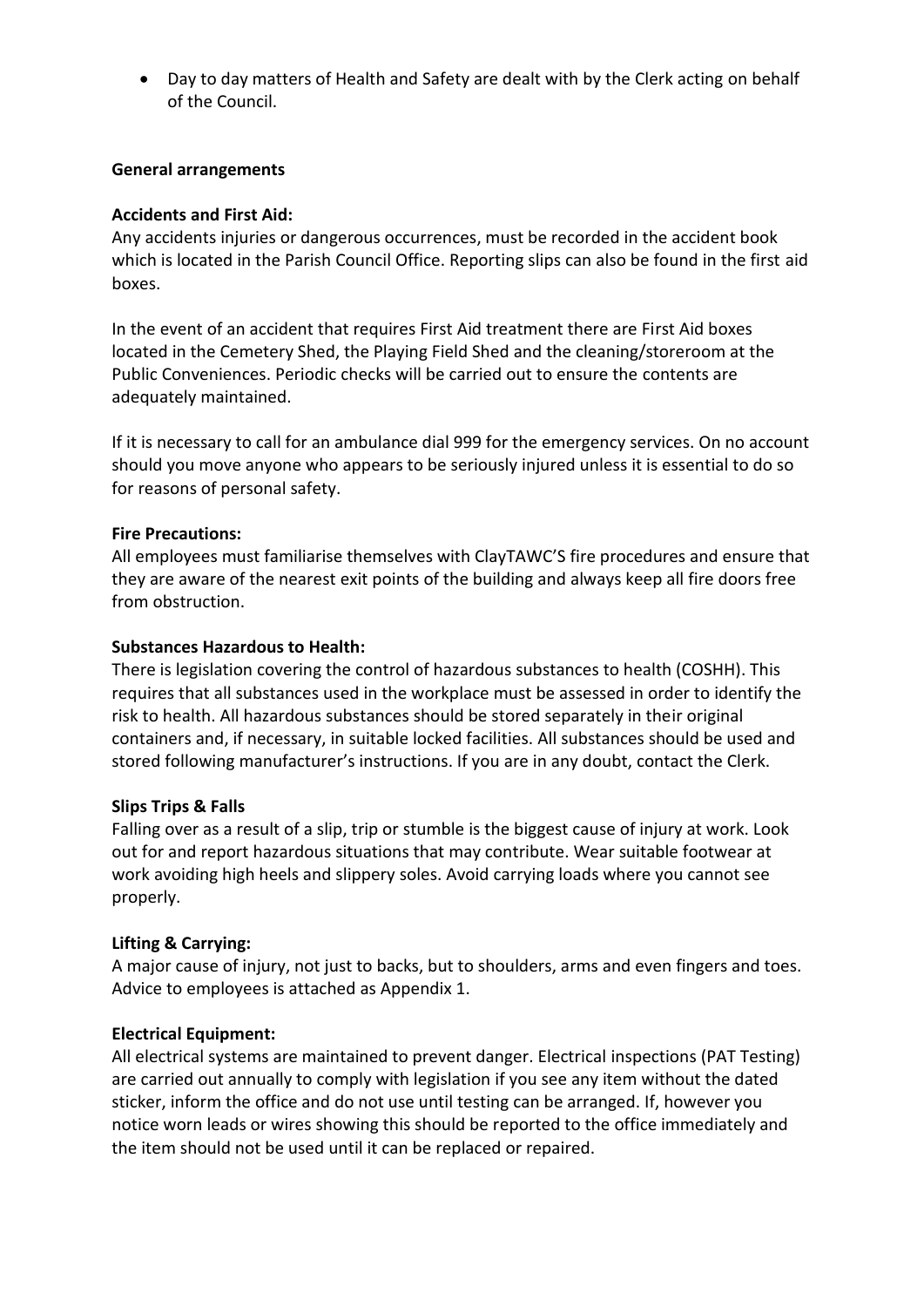- Day to day matters of Health and Safety are dealt with by the Clerk acting on behalf of the Council.

**General arrangements**

**Accidents and First Aid:**
Any accidents injuries or dangerous occurrences, must be recorded in the accident book which is located in the Parish Council Office. Reporting slips can also be found in the first aid boxes.

In the event of an accident that requires First Aid treatment there are First Aid boxes located in the Cemetery Shed, the Playing Field Shed and the cleaning/storeroom at the Public Conveniences. Periodic checks will be carried out to ensure the contents are adequately maintained.

If it is necessary to call for an ambulance dial 999 for the emergency services. On no account should you move anyone who appears to be seriously injured unless it is essential to do so for reasons of personal safety.

**Fire Precautions:**
All employees must familiarise themselves with ClayTAWC'S fire procedures and ensure that they are aware of the nearest exit points of the building and always keep all fire doors free from obstruction.

**Substances Hazardous to Health:**
There is legislation covering the control of hazardous substances to health (COSHH). This requires that all substances used in the workplace must be assessed in order to identify the risk to health. All hazardous substances should be stored separately in their original containers and, if necessary, in suitable locked facilities. All substances should be used and stored following manufacturer's instructions. If you are in any doubt, contact the Clerk.

**Slips Trips & Falls**
Falling over as a result of a slip, trip or stumble is the biggest cause of injury at work. Look out for and report hazardous situations that may contribute. Wear suitable footwear at work avoiding high heels and slippery soles. Avoid carrying loads where you cannot see properly.

**Lifting & Carrying:**
A major cause of injury, not just to backs, but to shoulders, arms and even fingers and toes. Advice to employees is attached as Appendix 1.

**Electrical Equipment:**
All electrical systems are maintained to prevent danger. Electrical inspections (PAT Testing) are carried out annually to comply with legislation if you see any item without the dated sticker, inform the office and do not use until testing can be arranged. If, however you notice worn leads or wires showing this should be reported to the office immediately and the item should not be used until it can be replaced or repaired.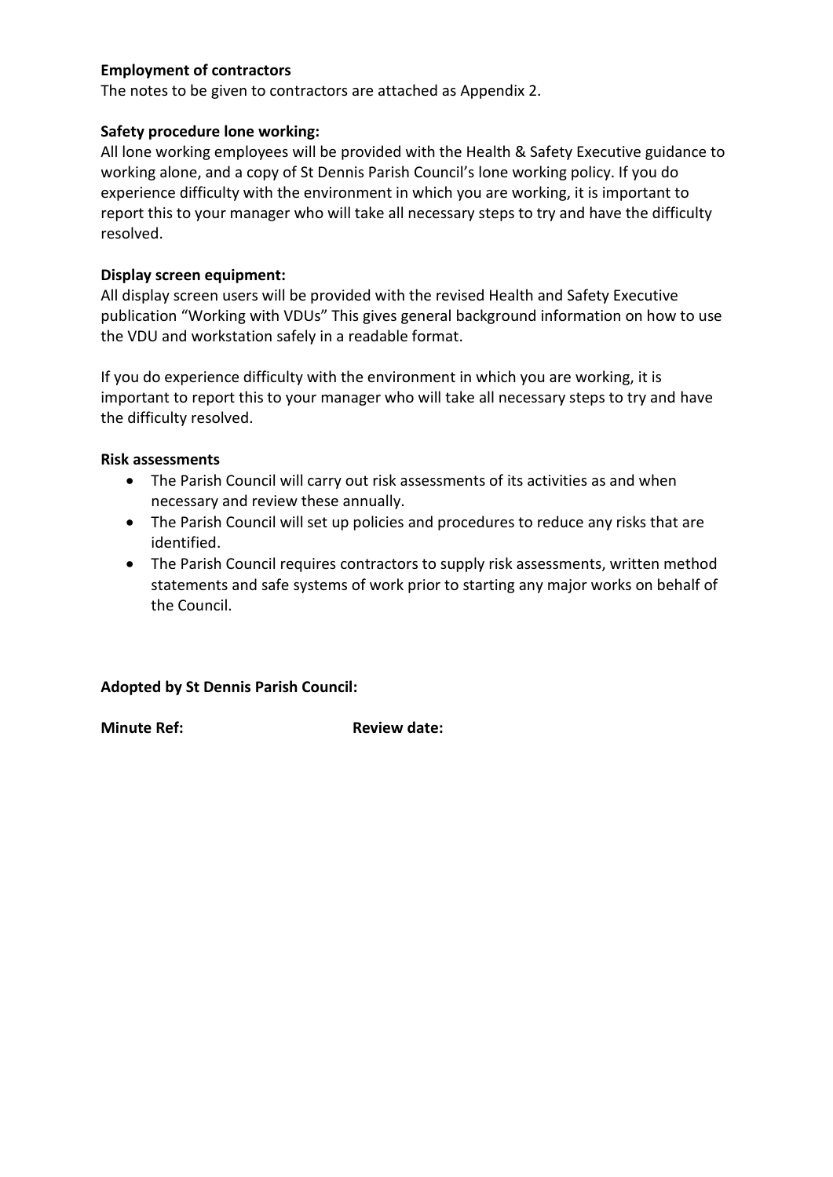**Employment of contractors**
The notes to be given to contractors are attached as Appendix 2.

**Safety procedure lone working:**
All lone working employees will be provided with the Health & Safety Executive guidance to working alone, and a copy of St Dennis Parish Council's lone working policy. If you do experience difficulty with the environment in which you are working, it is important to report this to your manager who will take all necessary steps to try and have the difficulty resolved.

**Display screen equipment:**
All display screen users will be provided with the revised Health and Safety Executive publication "Working with VDUs" This gives general background information on how to use the VDU and workstation safely in a readable format.

If you do experience difficulty with the environment in which you are working, it is important to report this to your manager who will take all necessary steps to try and have the difficulty resolved.

**Risk assessments**

- The Parish Council will carry out risk assessments of its activities as and when necessary and review these annually.
- The Parish Council will set up policies and procedures to reduce any risks that are identified.
- The Parish Council requires contractors to supply risk assessments, written method statements and safe systems of work prior to starting any major works on behalf of the Council.

**Adopted by St Dennis Parish Council:**

**Minute Ref:** **Review date:**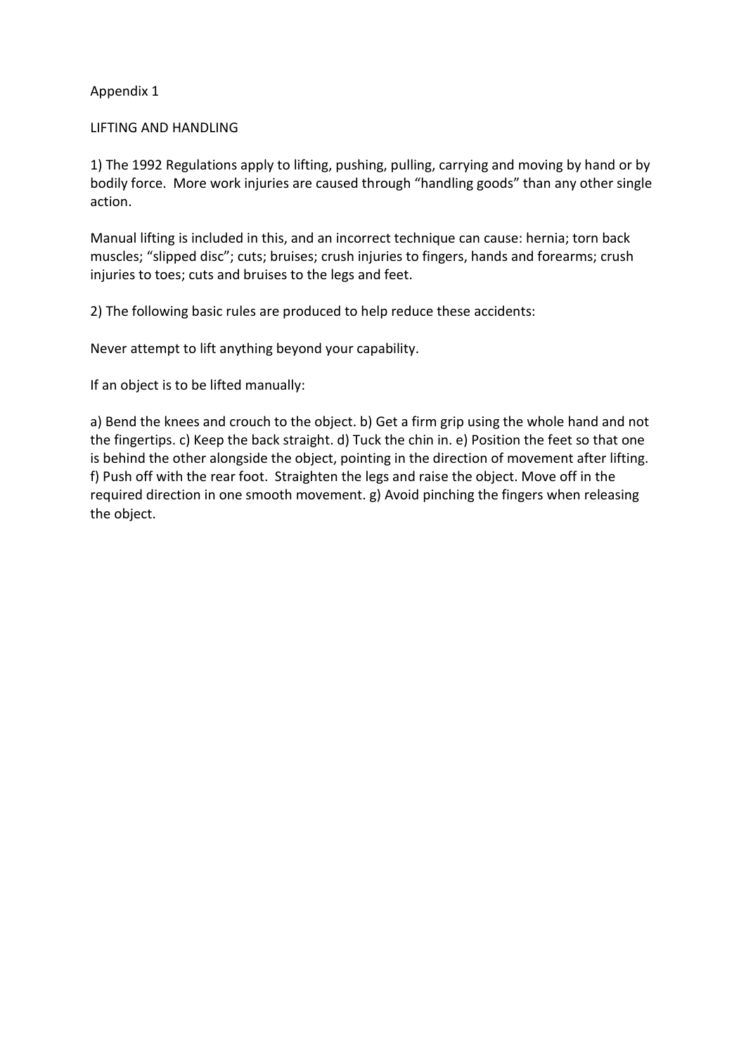Appendix 1

LIFTING AND HANDLING

1) The 1992 Regulations apply to lifting, pushing, pulling, carrying and moving by hand or by bodily force. More work injuries are caused through "handling goods" than any other single action.

Manual lifting is included in this, and an incorrect technique can cause: hernia; torn back muscles; "slipped disc"; cuts; bruises; crush injuries to fingers, hands and forearms; crush injuries to toes; cuts and bruises to the legs and feet.

2) The following basic rules are produced to help reduce these accidents:

Never attempt to lift anything beyond your capability.

If an object is to be lifted manually:

a) Bend the knees and crouch to the object. b) Get a firm grip using the whole hand and not the fingertips. c) Keep the back straight. d) Tuck the chin in. e) Position the feet so that one is behind the other alongside the object, pointing in the direction of movement after lifting. f) Push off with the rear foot. Straighten the legs and raise the object. Move off in the required direction in one smooth movement. g) Avoid pinching the fingers when releasing the object.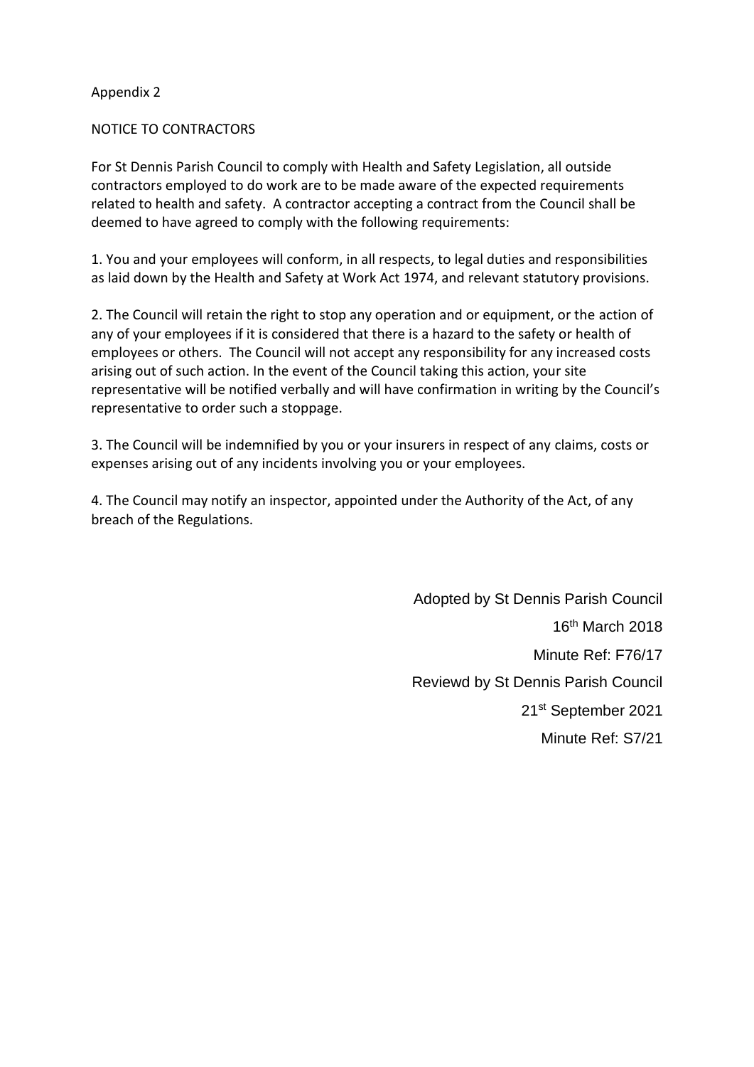Appendix 2

NOTICE TO CONTRACTORS

For St Dennis Parish Council to comply with Health and Safety Legislation, all outside contractors employed to do work are to be made aware of the expected requirements related to health and safety. A contractor accepting a contract from the Council shall be deemed to have agreed to comply with the following requirements:

1. You and your employees will conform, in all respects, to legal duties and responsibilities as laid down by the Health and Safety at Work Act 1974, and relevant statutory provisions.

2. The Council will retain the right to stop any operation and or equipment, or the action of any of your employees if it is considered that there is a hazard to the safety or health of employees or others. The Council will not accept any responsibility for any increased costs arising out of such action. In the event of the Council taking this action, your site representative will be notified verbally and will have confirmation in writing by the Council's representative to order such a stoppage.

3. The Council will be indemnified by you or your insurers in respect of any claims, costs or expenses arising out of any incidents involving you or your employees.

4. The Council may notify an inspector, appointed under the Authority of the Act, of any breach of the Regulations.

Adopted by St Dennis Parish Council

16th March 2018

Minute Ref: F76/17

Reviewd by St Dennis Parish Council

21st September 2021

Minute Ref: S7/21